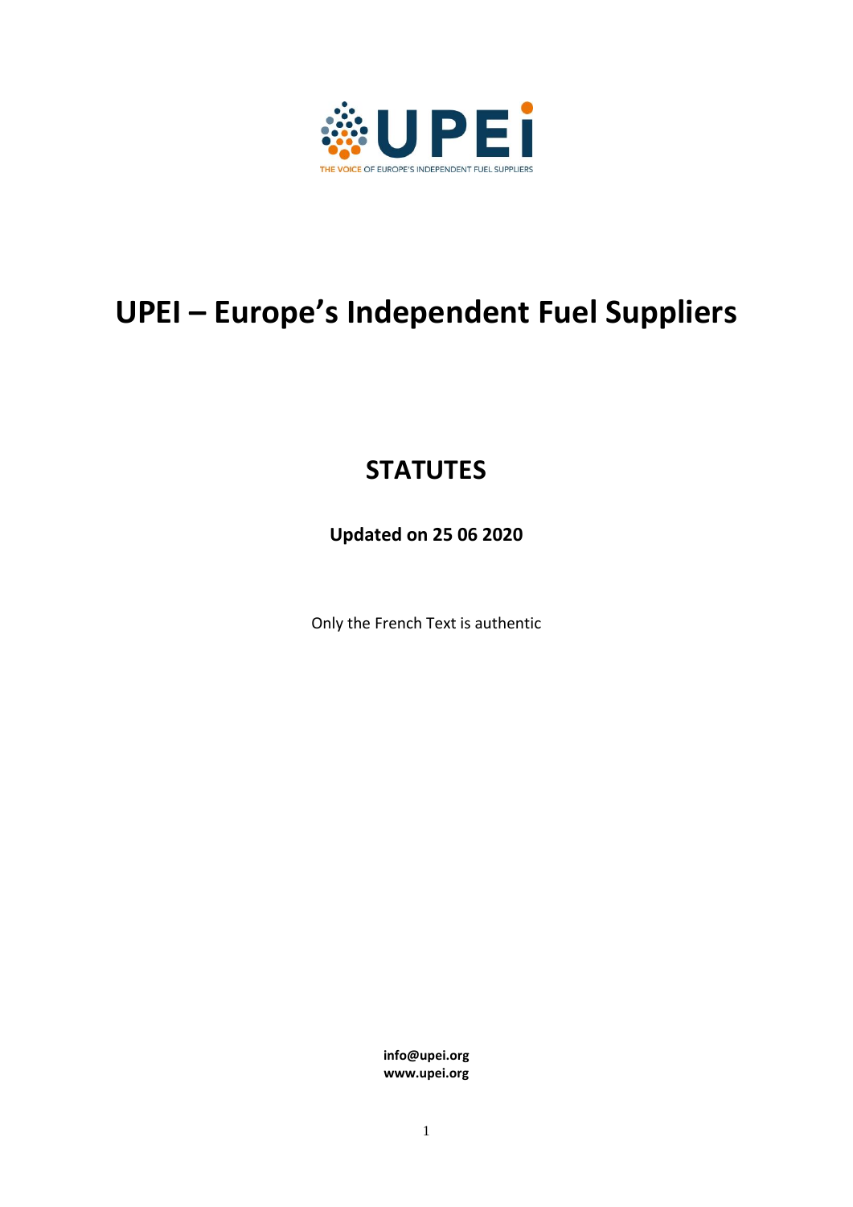UPEI

THE VOICE OF EUROPE'S INDEPENDENT FUEL SUPPLIERS

# UPEI – Europe's Independent Fuel Suppliers

## STATUTES

**Updated on 25 06 2020**

Only the French Text is authentic

**info@upei.org**
**www.upei.org**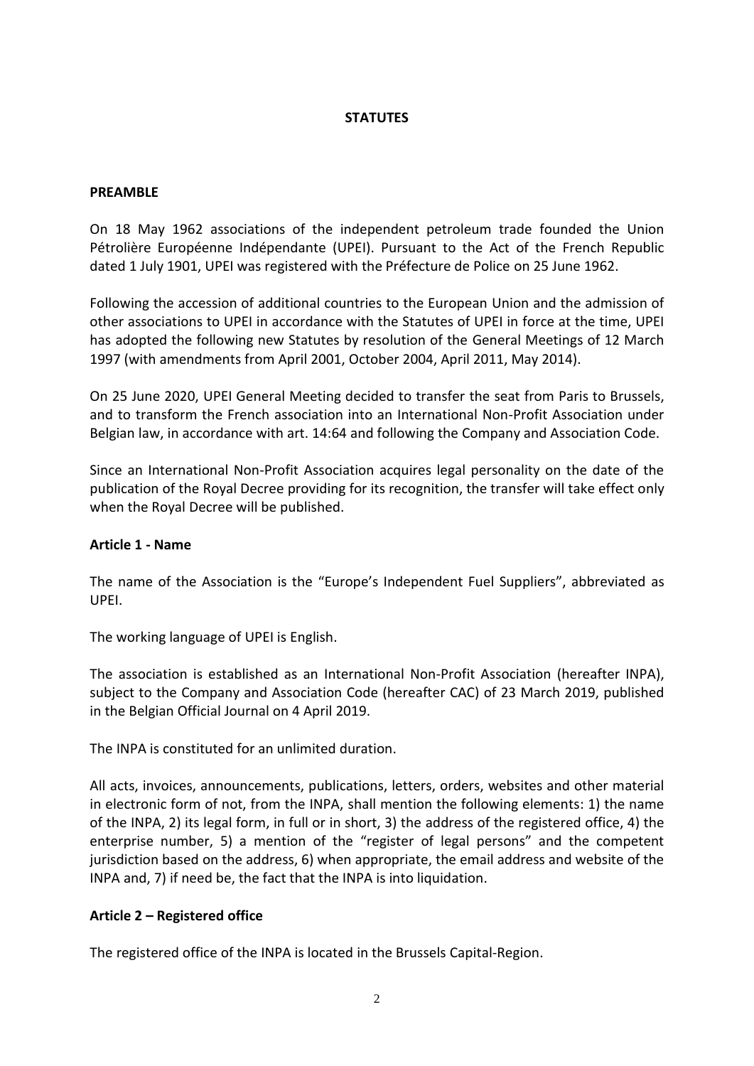# STATUTES

## PREAMBLE

On 18 May 1962 associations of the independent petroleum trade founded the Union Pétrolière Européenne Indépendante (UPEI). Pursuant to the Act of the French Republic dated 1 July 1901, UPEI was registered with the Préfecture de Police on 25 June 1962.

Following the accession of additional countries to the European Union and the admission of other associations to UPEI in accordance with the Statutes of UPEI in force at the time, UPEI has adopted the following new Statutes by resolution of the General Meetings of 12 March 1997 (with amendments from April 2001, October 2004, April 2011, May 2014).

On 25 June 2020, UPEI General Meeting decided to transfer the seat from Paris to Brussels, and to transform the French association into an International Non-Profit Association under Belgian law, in accordance with art. 14:64 and following the Company and Association Code.

Since an International Non-Profit Association acquires legal personality on the date of the publication of the Royal Decree providing for its recognition, the transfer will take effect only when the Royal Decree will be published.

### Article 1 - Name

The name of the Association is the "Europe's Independent Fuel Suppliers", abbreviated as UPEI.

The working language of UPEI is English.

The association is established as an International Non-Profit Association (hereafter INPA), subject to the Company and Association Code (hereafter CAC) of 23 March 2019, published in the Belgian Official Journal on 4 April 2019.

The INPA is constituted for an unlimited duration.

All acts, invoices, announcements, publications, letters, orders, websites and other material in electronic form of not, from the INPA, shall mention the following elements: 1) the name of the INPA, 2) its legal form, in full or in short, 3) the address of the registered office, 4) the enterprise number, 5) a mention of the "register of legal persons" and the competent jurisdiction based on the address, 6) when appropriate, the email address and website of the INPA and, 7) if need be, the fact that the INPA is into liquidation.

### Article 2 – Registered office

The registered office of the INPA is located in the Brussels Capital-Region.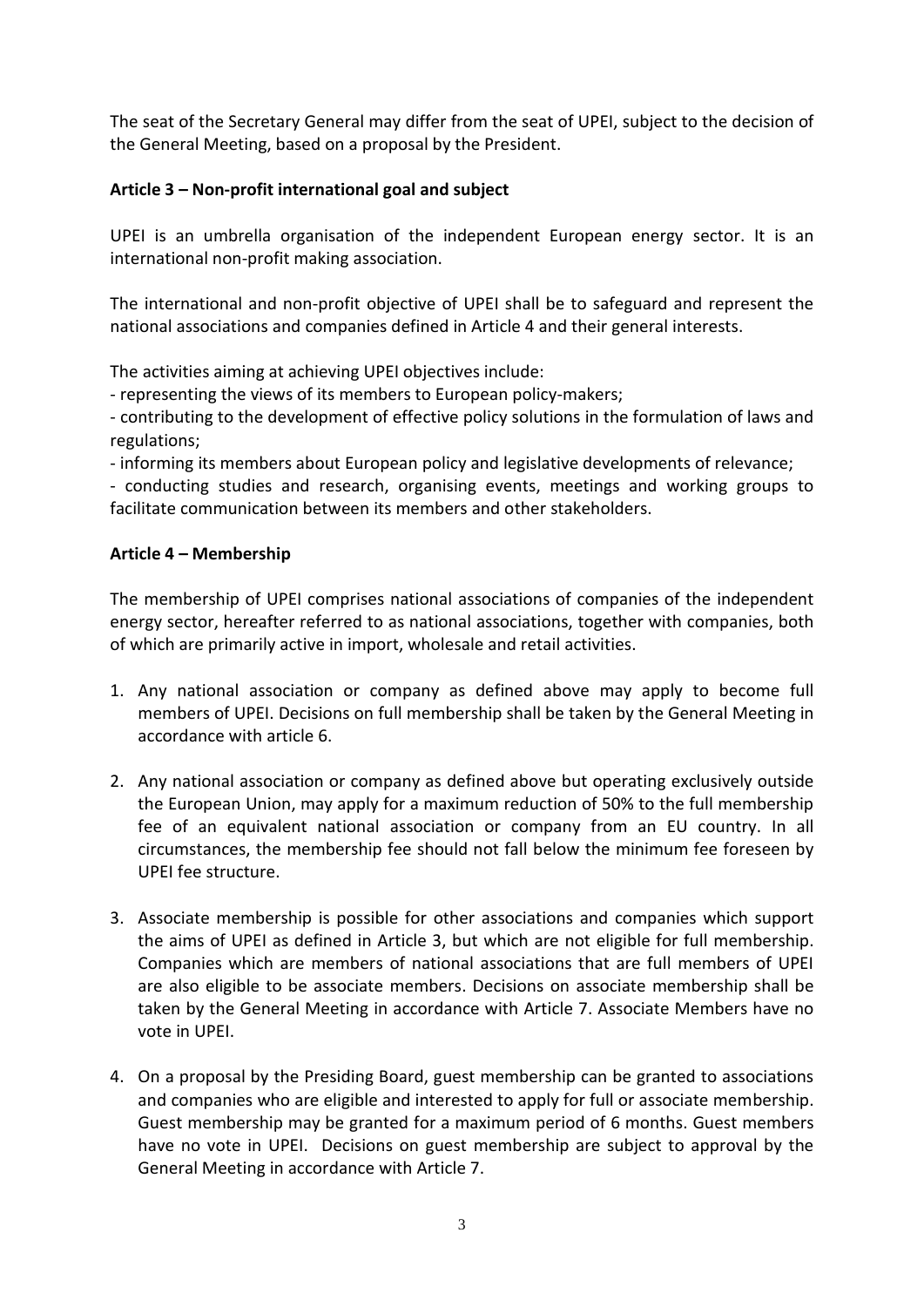The seat of the Secretary General may differ from the seat of UPEI, subject to the decision of the General Meeting, based on a proposal by the President.

**Article 3 – Non-profit international goal and subject**

UPEI is an umbrella organisation of the independent European energy sector. It is an international non-profit making association.

The international and non-profit objective of UPEI shall be to safeguard and represent the national associations and companies defined in Article 4 and their general interests.

The activities aiming at achieving UPEI objectives include:

- representing the views of its members to European policy-makers;
- contributing to the development of effective policy solutions in the formulation of laws and regulations;
- informing its members about European policy and legislative developments of relevance;
- conducting studies and research, organising events, meetings and working groups to facilitate communication between its members and other stakeholders.

**Article 4 – Membership**

The membership of UPEI comprises national associations of companies of the independent energy sector, hereafter referred to as national associations, together with companies, both of which are primarily active in import, wholesale and retail activities.

1. Any national association or company as defined above may apply to become full members of UPEI. Decisions on full membership shall be taken by the General Meeting in accordance with article 6.

2. Any national association or company as defined above but operating exclusively outside the European Union, may apply for a maximum reduction of 50% to the full membership fee of an equivalent national association or company from an EU country. In all circumstances, the membership fee should not fall below the minimum fee foreseen by UPEI fee structure.

3. Associate membership is possible for other associations and companies which support the aims of UPEI as defined in Article 3, but which are not eligible for full membership. Companies which are members of national associations that are full members of UPEI are also eligible to be associate members. Decisions on associate membership shall be taken by the General Meeting in accordance with Article 7. Associate Members have no vote in UPEI.

4. On a proposal by the Presiding Board, guest membership can be granted to associations and companies who are eligible and interested to apply for full or associate membership. Guest membership may be granted for a maximum period of 6 months. Guest members have no vote in UPEI. Decisions on guest membership are subject to approval by the General Meeting in accordance with Article 7.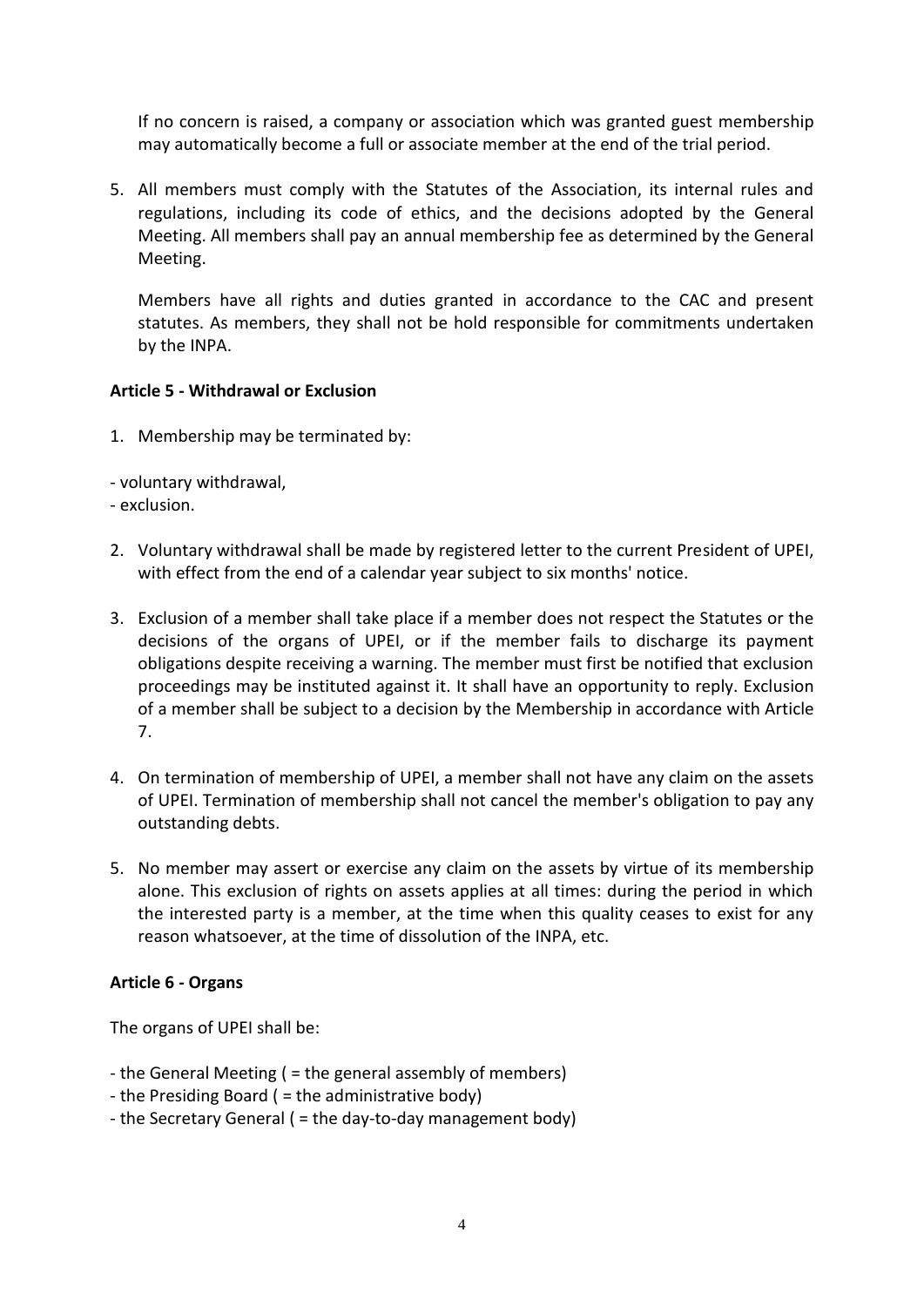If no concern is raised, a company or association which was granted guest membership may automatically become a full or associate member at the end of the trial period.

5. All members must comply with the Statutes of the Association, its internal rules and regulations, including its code of ethics, and the decisions adopted by the General Meeting. All members shall pay an annual membership fee as determined by the General Meeting.

   Members have all rights and duties granted in accordance to the CAC and present statutes. As members, they shall not be hold responsible for commitments undertaken by the INPA.

**Article 5 - Withdrawal or Exclusion**

1. Membership may be terminated by:

- voluntary withdrawal,
- exclusion.

2. Voluntary withdrawal shall be made by registered letter to the current President of UPEI, with effect from the end of a calendar year subject to six months' notice.

3. Exclusion of a member shall take place if a member does not respect the Statutes or the decisions of the organs of UPEI, or if the member fails to discharge its payment obligations despite receiving a warning. The member must first be notified that exclusion proceedings may be instituted against it. It shall have an opportunity to reply. Exclusion of a member shall be subject to a decision by the Membership in accordance with Article 7.

4. On termination of membership of UPEI, a member shall not have any claim on the assets of UPEI. Termination of membership shall not cancel the member's obligation to pay any outstanding debts.

5. No member may assert or exercise any claim on the assets by virtue of its membership alone. This exclusion of rights on assets applies at all times: during the period in which the interested party is a member, at the time when this quality ceases to exist for any reason whatsoever, at the time of dissolution of the INPA, etc.

**Article 6 - Organs**

The organs of UPEI shall be:

- the General Meeting ( = the general assembly of members)
- the Presiding Board ( = the administrative body)
- the Secretary General ( = the day-to-day management body)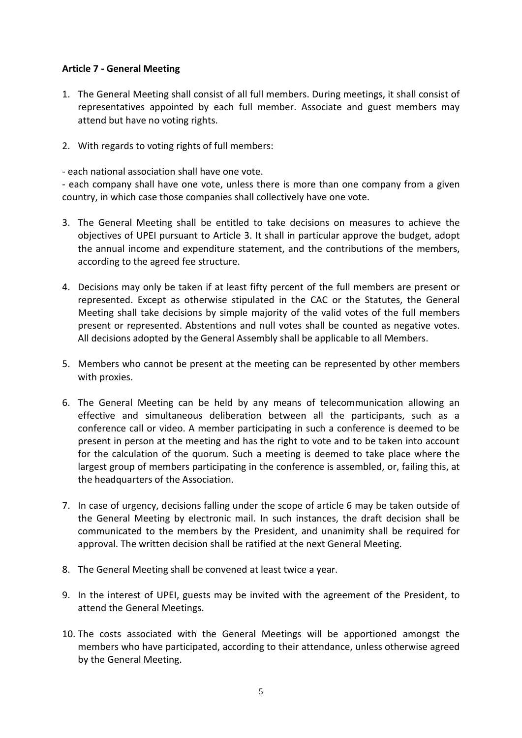**Article 7 - General Meeting**

1. The General Meeting shall consist of all full members. During meetings, it shall consist of representatives appointed by each full member. Associate and guest members may attend but have no voting rights.

2. With regards to voting rights of full members:

- each national association shall have one vote.
- each company shall have one vote, unless there is more than one company from a given country, in which case those companies shall collectively have one vote.

3. The General Meeting shall be entitled to take decisions on measures to achieve the objectives of UPEI pursuant to Article 3. It shall in particular approve the budget, adopt the annual income and expenditure statement, and the contributions of the members, according to the agreed fee structure.

4. Decisions may only be taken if at least fifty percent of the full members are present or represented. Except as otherwise stipulated in the CAC or the Statutes, the General Meeting shall take decisions by simple majority of the valid votes of the full members present or represented. Abstentions and null votes shall be counted as negative votes. All decisions adopted by the General Assembly shall be applicable to all Members.

5. Members who cannot be present at the meeting can be represented by other members with proxies.

6. The General Meeting can be held by any means of telecommunication allowing an effective and simultaneous deliberation between all the participants, such as a conference call or video. A member participating in such a conference is deemed to be present in person at the meeting and has the right to vote and to be taken into account for the calculation of the quorum. Such a meeting is deemed to take place where the largest group of members participating in the conference is assembled, or, failing this, at the headquarters of the Association.

7. In case of urgency, decisions falling under the scope of article 6 may be taken outside of the General Meeting by electronic mail. In such instances, the draft decision shall be communicated to the members by the President, and unanimity shall be required for approval. The written decision shall be ratified at the next General Meeting.

8. The General Meeting shall be convened at least twice a year.

9. In the interest of UPEI, guests may be invited with the agreement of the President, to attend the General Meetings.

10. The costs associated with the General Meetings will be apportioned amongst the members who have participated, according to their attendance, unless otherwise agreed by the General Meeting.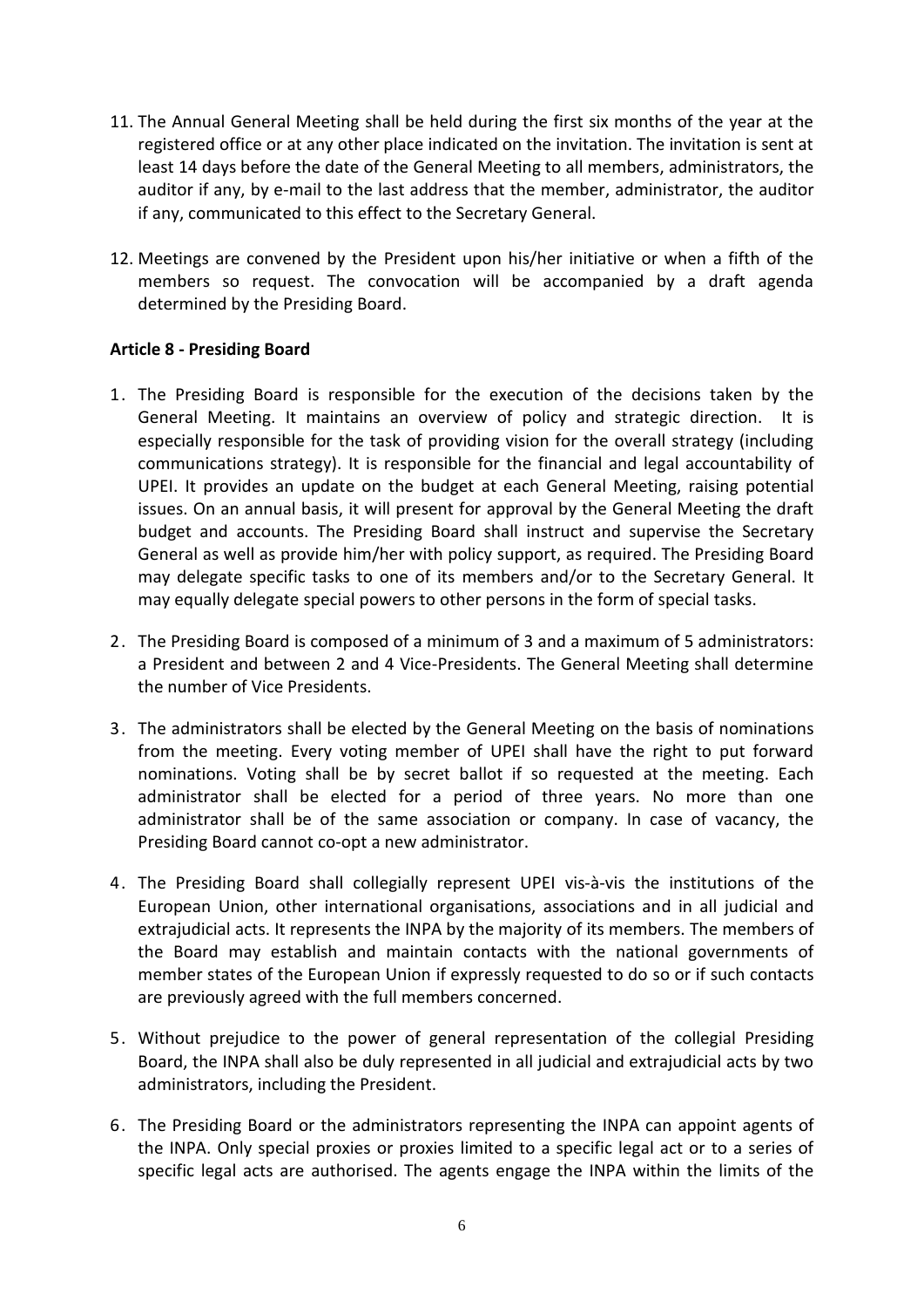11. The Annual General Meeting shall be held during the first six months of the year at the registered office or at any other place indicated on the invitation. The invitation is sent at least 14 days before the date of the General Meeting to all members, administrators, the auditor if any, by e-mail to the last address that the member, administrator, the auditor if any, communicated to this effect to the Secretary General.

12. Meetings are convened by the President upon his/her initiative or when a fifth of the members so request. The convocation will be accompanied by a draft agenda determined by the Presiding Board.

**Article 8 - Presiding Board**

1. The Presiding Board is responsible for the execution of the decisions taken by the General Meeting. It maintains an overview of policy and strategic direction. It is especially responsible for the task of providing vision for the overall strategy (including communications strategy). It is responsible for the financial and legal accountability of UPEI. It provides an update on the budget at each General Meeting, raising potential issues. On an annual basis, it will present for approval by the General Meeting the draft budget and accounts. The Presiding Board shall instruct and supervise the Secretary General as well as provide him/her with policy support, as required. The Presiding Board may delegate specific tasks to one of its members and/or to the Secretary General. It may equally delegate special powers to other persons in the form of special tasks.

2. The Presiding Board is composed of a minimum of 3 and a maximum of 5 administrators: a President and between 2 and 4 Vice-Presidents. The General Meeting shall determine the number of Vice Presidents.

3. The administrators shall be elected by the General Meeting on the basis of nominations from the meeting. Every voting member of UPEI shall have the right to put forward nominations. Voting shall be by secret ballot if so requested at the meeting. Each administrator shall be elected for a period of three years. No more than one administrator shall be of the same association or company. In case of vacancy, the Presiding Board cannot co-opt a new administrator.

4. The Presiding Board shall collegially represent UPEI vis-à-vis the institutions of the European Union, other international organisations, associations and in all judicial and extrajudicial acts. It represents the INPA by the majority of its members. The members of the Board may establish and maintain contacts with the national governments of member states of the European Union if expressly requested to do so or if such contacts are previously agreed with the full members concerned.

5. Without prejudice to the power of general representation of the collegial Presiding Board, the INPA shall also be duly represented in all judicial and extrajudicial acts by two administrators, including the President.

6. The Presiding Board or the administrators representing the INPA can appoint agents of the INPA. Only special proxies or proxies limited to a specific legal act or to a series of specific legal acts are authorised. The agents engage the INPA within the limits of the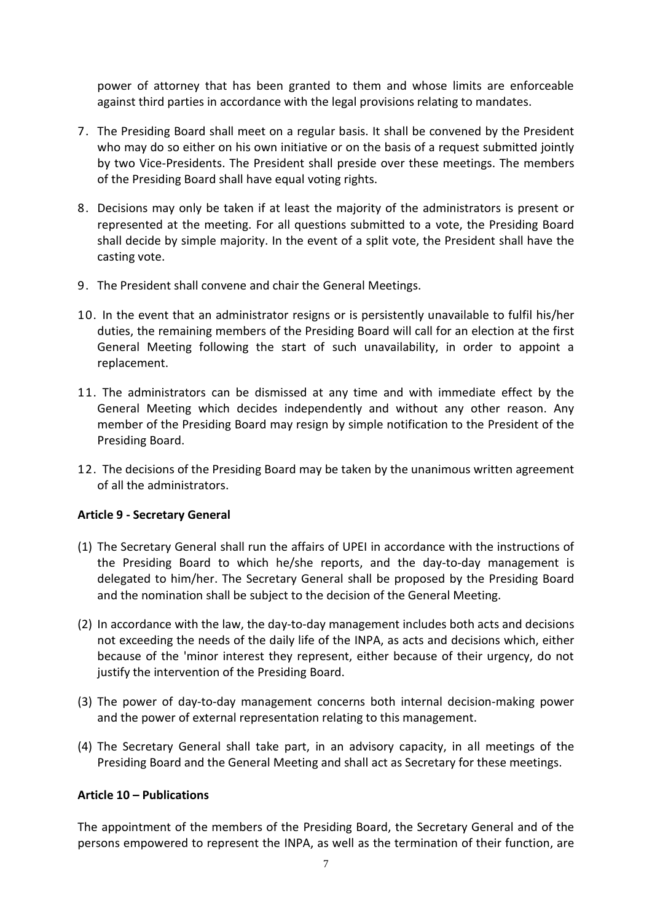power of attorney that has been granted to them and whose limits are enforceable against third parties in accordance with the legal provisions relating to mandates.

7. The Presiding Board shall meet on a regular basis. It shall be convened by the President who may do so either on his own initiative or on the basis of a request submitted jointly by two Vice-Presidents. The President shall preside over these meetings. The members of the Presiding Board shall have equal voting rights.

8. Decisions may only be taken if at least the majority of the administrators is present or represented at the meeting. For all questions submitted to a vote, the Presiding Board shall decide by simple majority. In the event of a split vote, the President shall have the casting vote.

9. The President shall convene and chair the General Meetings.

10. In the event that an administrator resigns or is persistently unavailable to fulfil his/her duties, the remaining members of the Presiding Board will call for an election at the first General Meeting following the start of such unavailability, in order to appoint a replacement.

11. The administrators can be dismissed at any time and with immediate effect by the General Meeting which decides independently and without any other reason. Any member of the Presiding Board may resign by simple notification to the President of the Presiding Board.

12. The decisions of the Presiding Board may be taken by the unanimous written agreement of all the administrators.

**Article 9 - Secretary General**

(1) The Secretary General shall run the affairs of UPEI in accordance with the instructions of the Presiding Board to which he/she reports, and the day-to-day management is delegated to him/her. The Secretary General shall be proposed by the Presiding Board and the nomination shall be subject to the decision of the General Meeting.

(2) In accordance with the law, the day-to-day management includes both acts and decisions not exceeding the needs of the daily life of the INPA, as acts and decisions which, either because of the 'minor interest they represent, either because of their urgency, do not justify the intervention of the Presiding Board.

(3) The power of day-to-day management concerns both internal decision-making power and the power of external representation relating to this management.

(4) The Secretary General shall take part, in an advisory capacity, in all meetings of the Presiding Board and the General Meeting and shall act as Secretary for these meetings.

**Article 10 – Publications**

The appointment of the members of the Presiding Board, the Secretary General and of the persons empowered to represent the INPA, as well as the termination of their function, are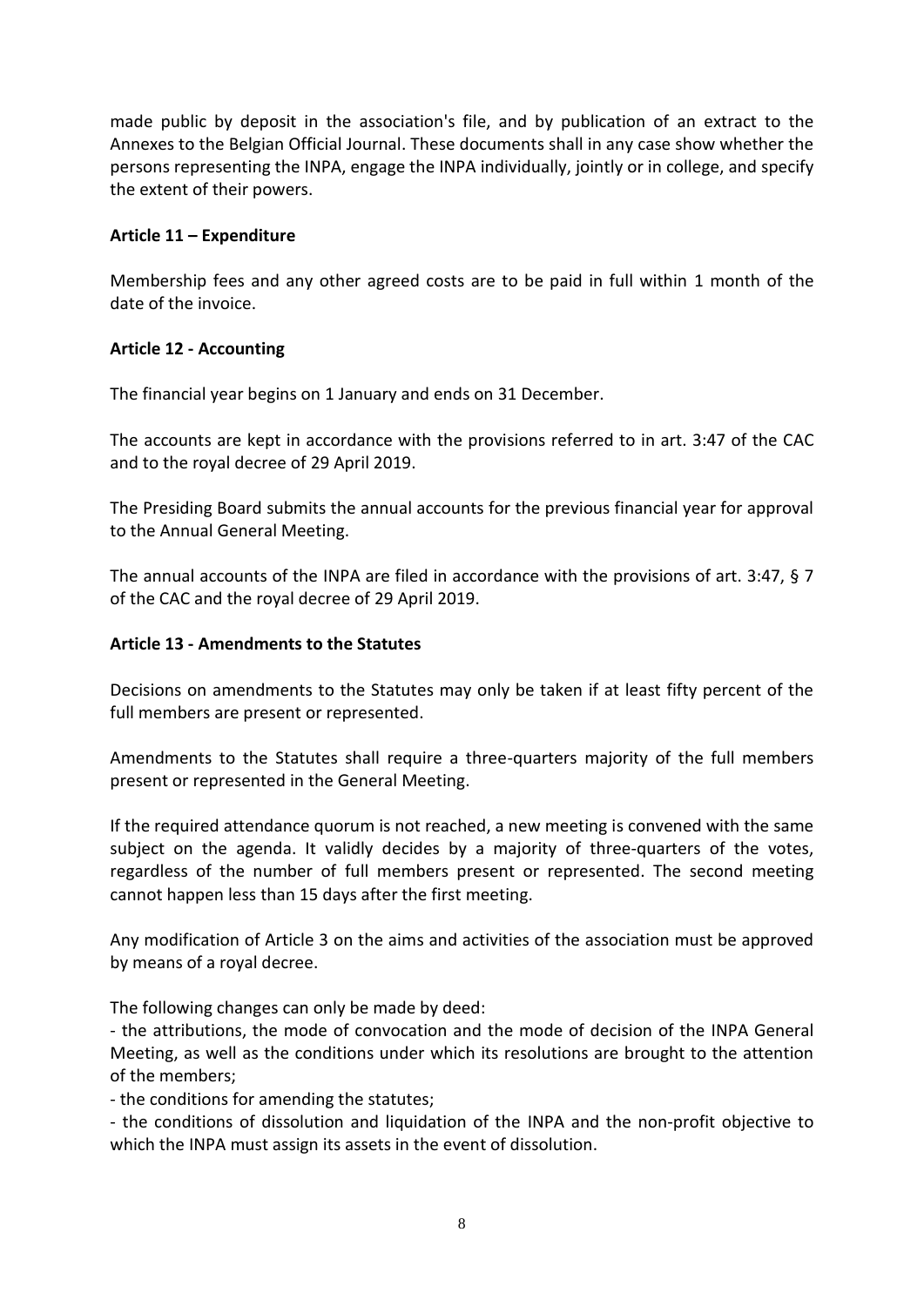made public by deposit in the association's file, and by publication of an extract to the Annexes to the Belgian Official Journal. These documents shall in any case show whether the persons representing the INPA, engage the INPA individually, jointly or in college, and specify the extent of their powers.

### Article 11 – Expenditure

Membership fees and any other agreed costs are to be paid in full within 1 month of the date of the invoice.

### Article 12 - Accounting

The financial year begins on 1 January and ends on 31 December.

The accounts are kept in accordance with the provisions referred to in art. 3:47 of the CAC and to the royal decree of 29 April 2019.

The Presiding Board submits the annual accounts for the previous financial year for approval to the Annual General Meeting.

The annual accounts of the INPA are filed in accordance with the provisions of art. 3:47, § 7 of the CAC and the royal decree of 29 April 2019.

### Article 13 - Amendments to the Statutes

Decisions on amendments to the Statutes may only be taken if at least fifty percent of the full members are present or represented.

Amendments to the Statutes shall require a three-quarters majority of the full members present or represented in the General Meeting.

If the required attendance quorum is not reached, a new meeting is convened with the same subject on the agenda. It validly decides by a majority of three-quarters of the votes, regardless of the number of full members present or represented. The second meeting cannot happen less than 15 days after the first meeting.

Any modification of Article 3 on the aims and activities of the association must be approved by means of a royal decree.

The following changes can only be made by deed:

- the attributions, the mode of convocation and the mode of decision of the INPA General Meeting, as well as the conditions under which its resolutions are brought to the attention of the members;
- the conditions for amending the statutes;
- the conditions of dissolution and liquidation of the INPA and the non-profit objective to which the INPA must assign its assets in the event of dissolution.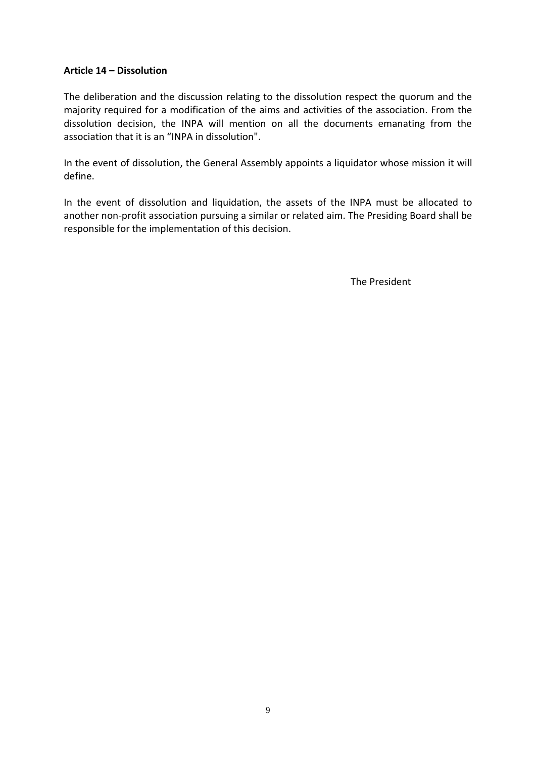**Article 14 – Dissolution**

The deliberation and the discussion relating to the dissolution respect the quorum and the majority required for a modification of the aims and activities of the association. From the dissolution decision, the INPA will mention on all the documents emanating from the association that it is an "INPA in dissolution".

In the event of dissolution, the General Assembly appoints a liquidator whose mission it will define.

In the event of dissolution and liquidation, the assets of the INPA must be allocated to another non-profit association pursuing a similar or related aim. The Presiding Board shall be responsible for the implementation of this decision.

The President